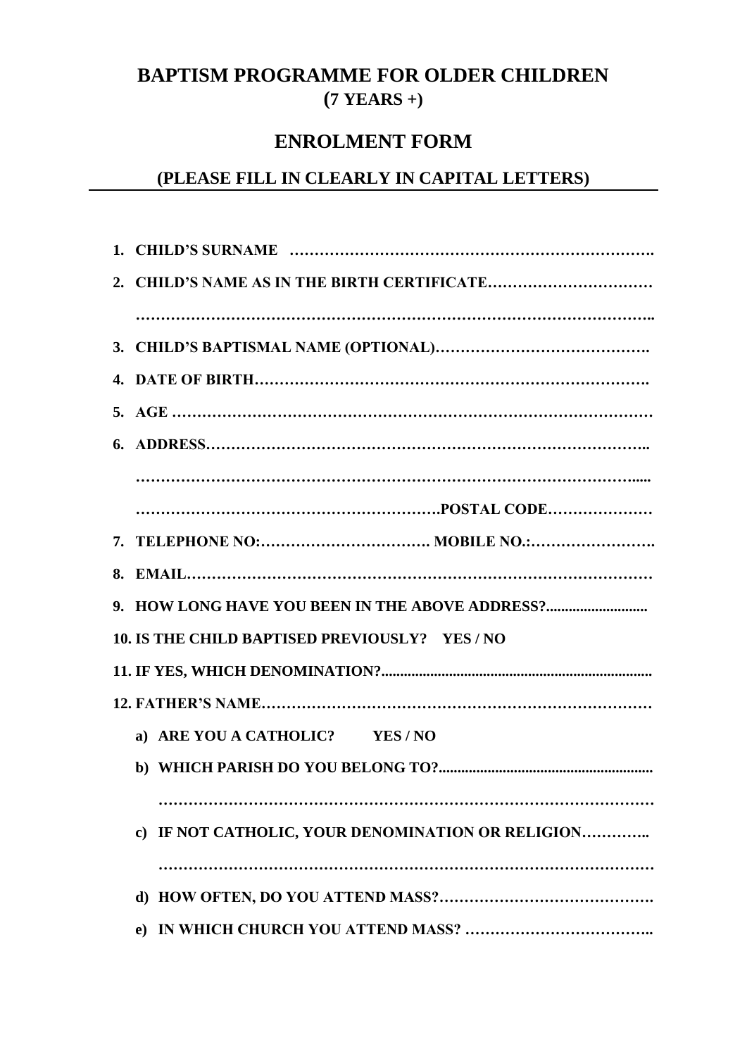# BAPTISM PROGRAMME FOR OLDER CHILDREN
## (7 YEARS +)

## ENROLMENT FORM

### (PLEASE FILL IN CLEARLY IN CAPITAL LETTERS)

---

1. **CHILD'S SURNAME** …………………………………………………………….
2. **CHILD'S NAME AS IN THE BIRTH CERTIFICATE**……………………………

   ……………………………………………………………………………………..
3. **CHILD'S BAPTISMAL NAME (OPTIONAL)**…………………………………….
4. **DATE OF BIRTH**…………………………………………………………………….
5. **AGE** ……………………………………………………………………………………
6. **ADDRESS**……………………………………………………………………………..

   ……………………………………………………………………………………....

   ……………………………………………………**POSTAL CODE**…………………
7. **TELEPHONE NO:**……………………………. **MOBILE NO.:**…………………….
8. **EMAIL**…………………………………………………………………………………
9. **HOW LONG HAVE YOU BEEN IN THE ABOVE ADDRESS?**...........................
10. **IS THE CHILD BAPTISED PREVIOUSLY? YES / NO**
11. **IF YES, WHICH DENOMINATION?**.......................................................................
12. **FATHER'S NAME**…………………………………………………………………
    a) **ARE YOU A CATHOLIC? YES / NO**
    b) **WHICH PARISH DO YOU BELONG TO?**........................................................

       …………………………………………………………………………………
    c) **IF NOT CATHOLIC, YOUR DENOMINATION OR RELIGION**…………..

       …………………………………………………………………………………
    d) **HOW OFTEN, DO YOU ATTEND MASS?**…………………………………….
    e) **IN WHICH CHURCH YOU ATTEND MASS?** ………………………………..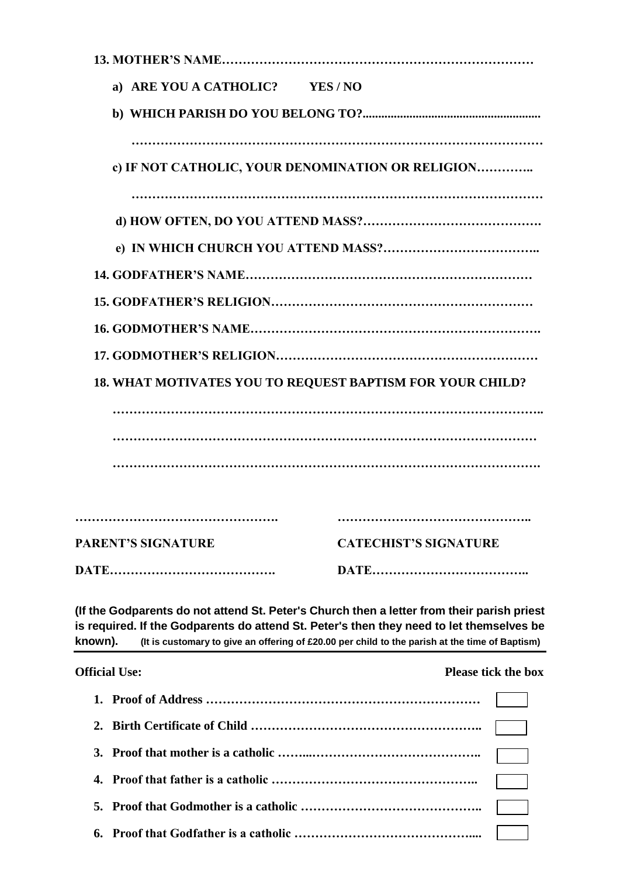**13. MOTHER'S NAME………………………………………………………………**

**a) ARE YOU A CATHOLIC? YES / NO**

**b) WHICH PARISH DO YOU BELONG TO?........................................................**

**…………………………………………………………………………………**

**c) IF NOT CATHOLIC, YOUR DENOMINATION OR RELIGION…………..**

**…………………………………………………………………………………**

**d) HOW OFTEN, DO YOU ATTEND MASS?………………………………….**

**e) IN WHICH CHURCH YOU ATTEND MASS?……………………………..**

**14. GODFATHER'S NAME…………………………………………………………**

**15. GODFATHER'S RELIGION……………………………………………………**

**16. GODMOTHER'S NAME………………………………………………………….**

**17. GODMOTHER'S RELIGION……………………………………………………**

**18. WHAT MOTIVATES YOU TO REQUEST BAPTISM FOR YOUR CHILD?**

**………………………………………………………………………………………..**

**………………………………………………………………………………………**

**……………………………………………………………………………………….**

| | |
|---|---|
| **………………………………………….** | **………………………………………..** |
| **PARENT'S SIGNATURE** | **CATECHIST'S SIGNATURE** |
| **DATE………………………………….** | **DATE……………………………..** |

**(If the Godparents do not attend St. Peter's Church then a letter from their parish priest is required. If the Godparents do attend St. Peter's then they need to let themselves be known).** **(It is customary to give an offering of £20.00 per child to the parish at the time of Baptism)**

**Official Use:** **Please tick the box**

1. **Proof of Address …………………………………………………………** ☐
2. **Birth Certificate of Child ……………………………………………..** ☐
3. **Proof that mother is a catholic ……...…………………………………..** ☐
4. **Proof that father is a catholic …………………………………………..** ☐
5. **Proof that Godmother is a catholic ……………………………………..** ☐
6. **Proof that Godfather is a catholic …………………………………....** ☐